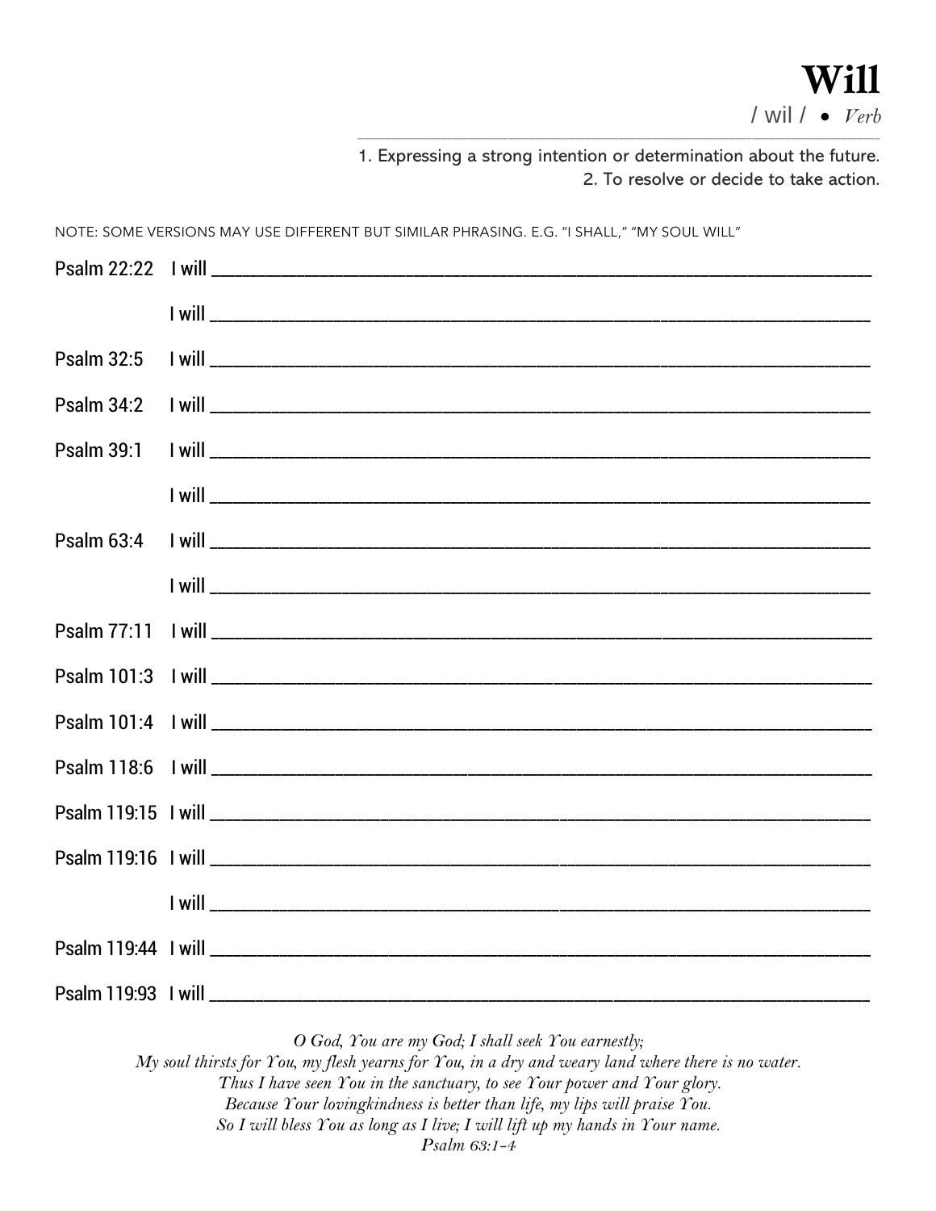# Will

/ wil / • *Verb*

1. Expressing a strong intention or determination about the future.
2. To resolve or decide to take action.

NOTE: SOME VERSIONS MAY USE DIFFERENT BUT SIMILAR PHRASING. E.G. "I SHALL," "MY SOUL WILL"

Psalm 22:22 I will ____________________________________________

I will ____________________________________________

Psalm 32:5 I will ____________________________________________

Psalm 34:2 I will ____________________________________________

Psalm 39:1 I will ____________________________________________

I will ____________________________________________

Psalm 63:4 I will ____________________________________________

I will ____________________________________________

Psalm 77:11 I will ____________________________________________

Psalm 101:3 I will ____________________________________________

Psalm 101:4 I will ____________________________________________

Psalm 118:6 I will ____________________________________________

Psalm 119:15 I will ____________________________________________

Psalm 119:16 I will ____________________________________________

I will ____________________________________________

Psalm 119:44 I will ____________________________________________

Psalm 119:93 I will ____________________________________________

*O God, You are my God; I shall seek You earnestly;*
*My soul thirsts for You, my flesh yearns for You, in a dry and weary land where there is no water.*
*Thus I have seen You in the sanctuary, to see Your power and Your glory.*
*Because Your lovingkindness is better than life, my lips will praise You.*
*So I will bless You as long as I live; I will lift up my hands in Your name.*
*Psalm 63:1-4*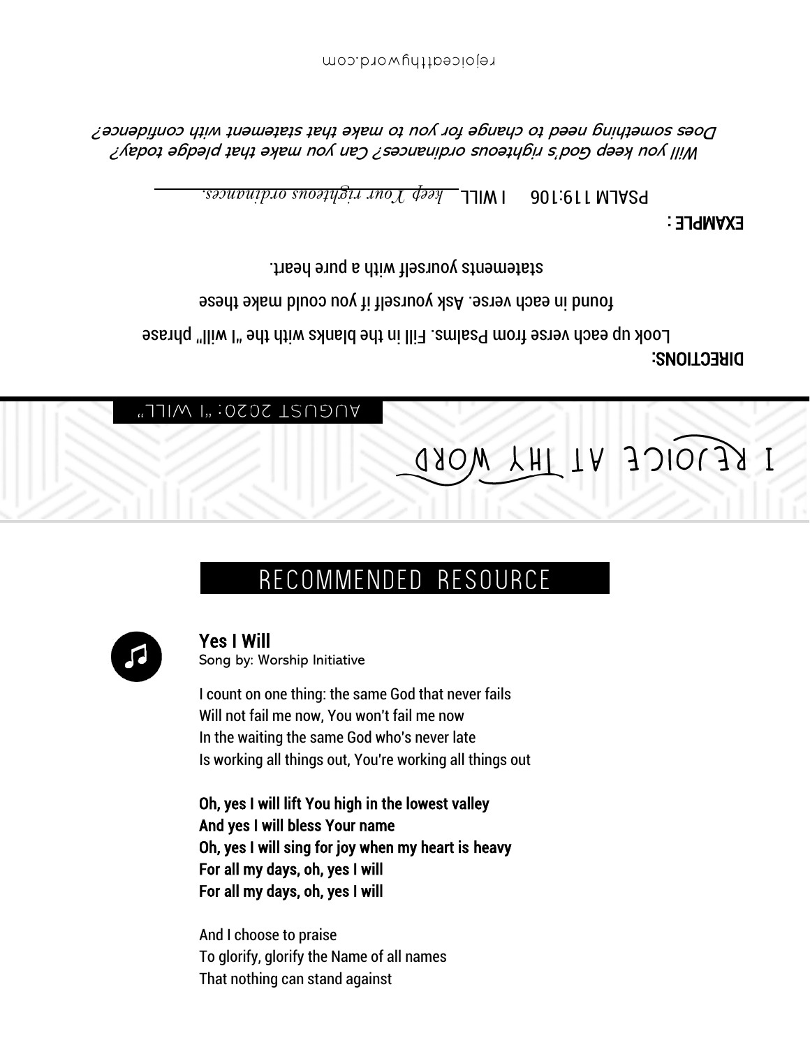# I REJOICE AT THY WORD

AUGUST 2020: "I WILL"

**DIRECTIONS:**

Look up each verse from Psalms. Fill in the blanks with the "I will" phrase found in each verse. Ask yourself if you could make these statements yourself with a pure heart.

**EXAMPLE :**

PSALM 119:106 I WILL *keep Your righteous ordinances.*

*Will you keep God's righteous ordinances? Can you make that pledge today? Does something need to change for you to make that statement with confidence?*

rejoiceatthyword.com

## RECOMMENDED RESOURCE

**Yes I Will**
Song by: Worship Initiative

I count on one thing: the same God that never fails
Will not fail me now, You won't fail me now
In the waiting the same God who's never late
Is working all things out, You're working all things out

**Oh, yes I will lift You high in the lowest valley**
**And yes I will bless Your name**
**Oh, yes I will sing for joy when my heart is heavy**
**For all my days, oh, yes I will**
**For all my days, oh, yes I will**

And I choose to praise
To glorify, glorify the Name of all names
That nothing can stand against